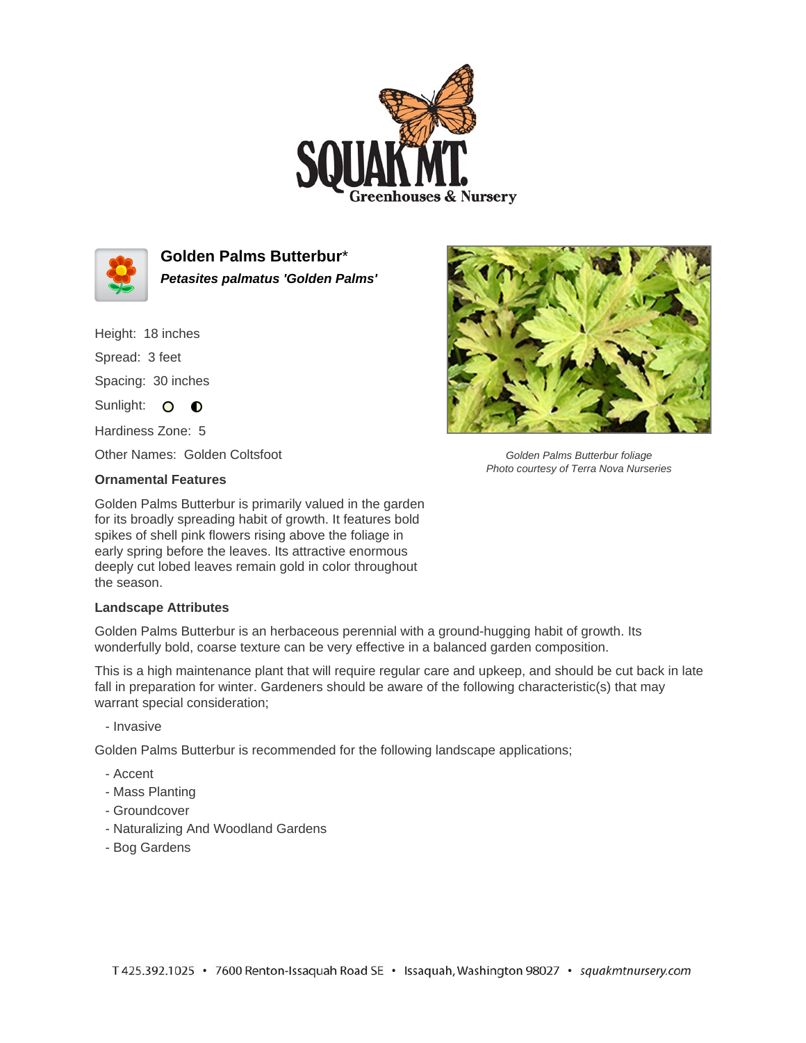# Golden Palms Butterbur*

***Petasites palmatus 'Golden Palms'***

Height: 18 inches

Spread: 3 feet

Spacing: 30 inches

Sunlight: ○ ◐

Hardiness Zone: 5

Other Names: Golden Coltsfoot

*Golden Palms Butterbur foliage*
*Photo courtesy of Terra Nova Nurseries*

### Ornamental Features

Golden Palms Butterbur is primarily valued in the garden for its broadly spreading habit of growth. It features bold spikes of shell pink flowers rising above the foliage in early spring before the leaves. Its attractive enormous deeply cut lobed leaves remain gold in color throughout the season.

### Landscape Attributes

Golden Palms Butterbur is an herbaceous perennial with a ground-hugging habit of growth. Its wonderfully bold, coarse texture can be very effective in a balanced garden composition.

This is a high maintenance plant that will require regular care and upkeep, and should be cut back in late fall in preparation for winter. Gardeners should be aware of the following characteristic(s) that may warrant special consideration;

- Invasive

Golden Palms Butterbur is recommended for the following landscape applications;

- Accent
- Mass Planting
- Groundcover
- Naturalizing And Woodland Gardens
- Bog Gardens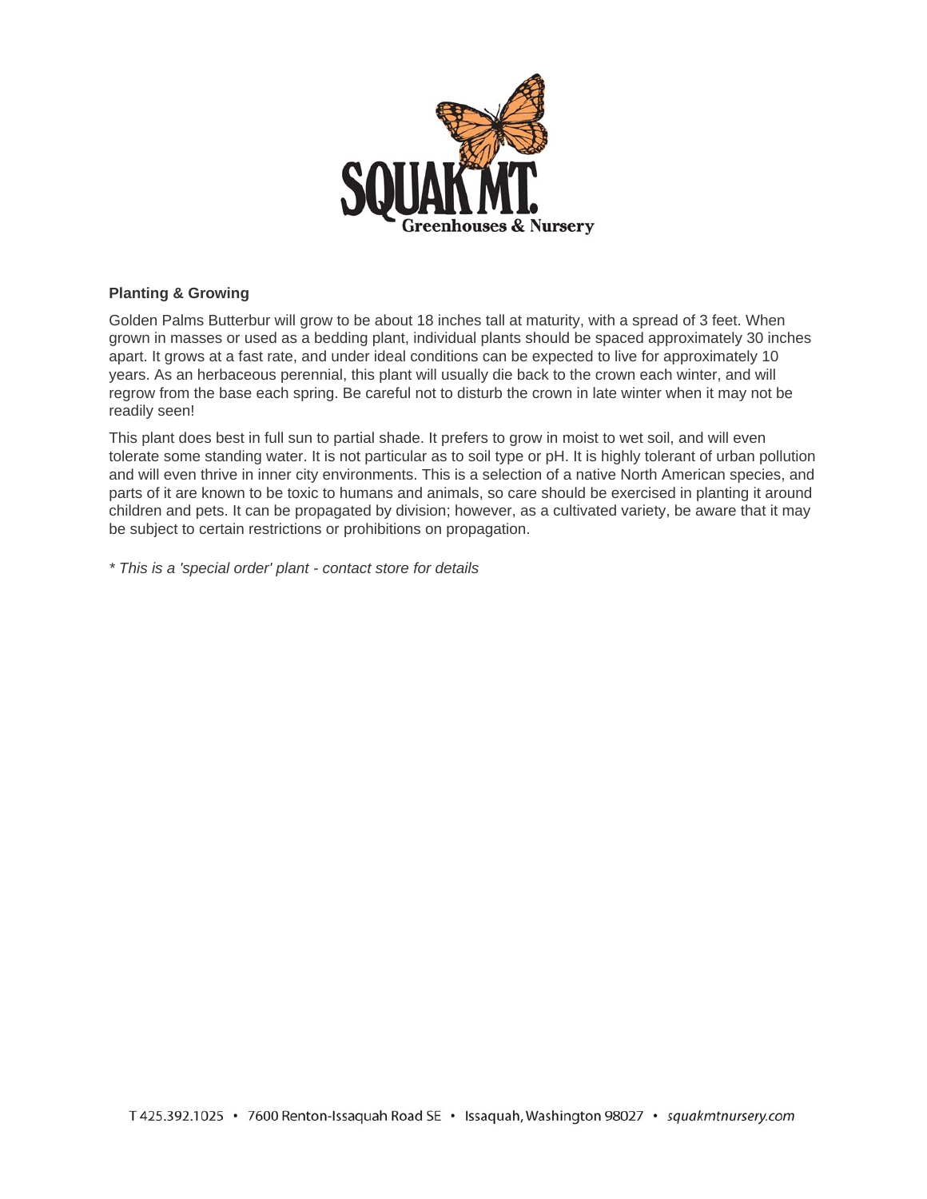## Planting & Growing

Golden Palms Butterbur will grow to be about 18 inches tall at maturity, with a spread of 3 feet. When grown in masses or used as a bedding plant, individual plants should be spaced approximately 30 inches apart. It grows at a fast rate, and under ideal conditions can be expected to live for approximately 10 years. As an herbaceous perennial, this plant will usually die back to the crown each winter, and will regrow from the base each spring. Be careful not to disturb the crown in late winter when it may not be readily seen!

This plant does best in full sun to partial shade. It prefers to grow in moist to wet soil, and will even tolerate some standing water. It is not particular as to soil type or pH. It is highly tolerant of urban pollution and will even thrive in inner city environments. This is a selection of a native North American species, and parts of it are known to be toxic to humans and animals, so care should be exercised in planting it around children and pets. It can be propagated by division; however, as a cultivated variety, be aware that it may be subject to certain restrictions or prohibitions on propagation.

*\* This is a 'special order' plant - contact store for details*